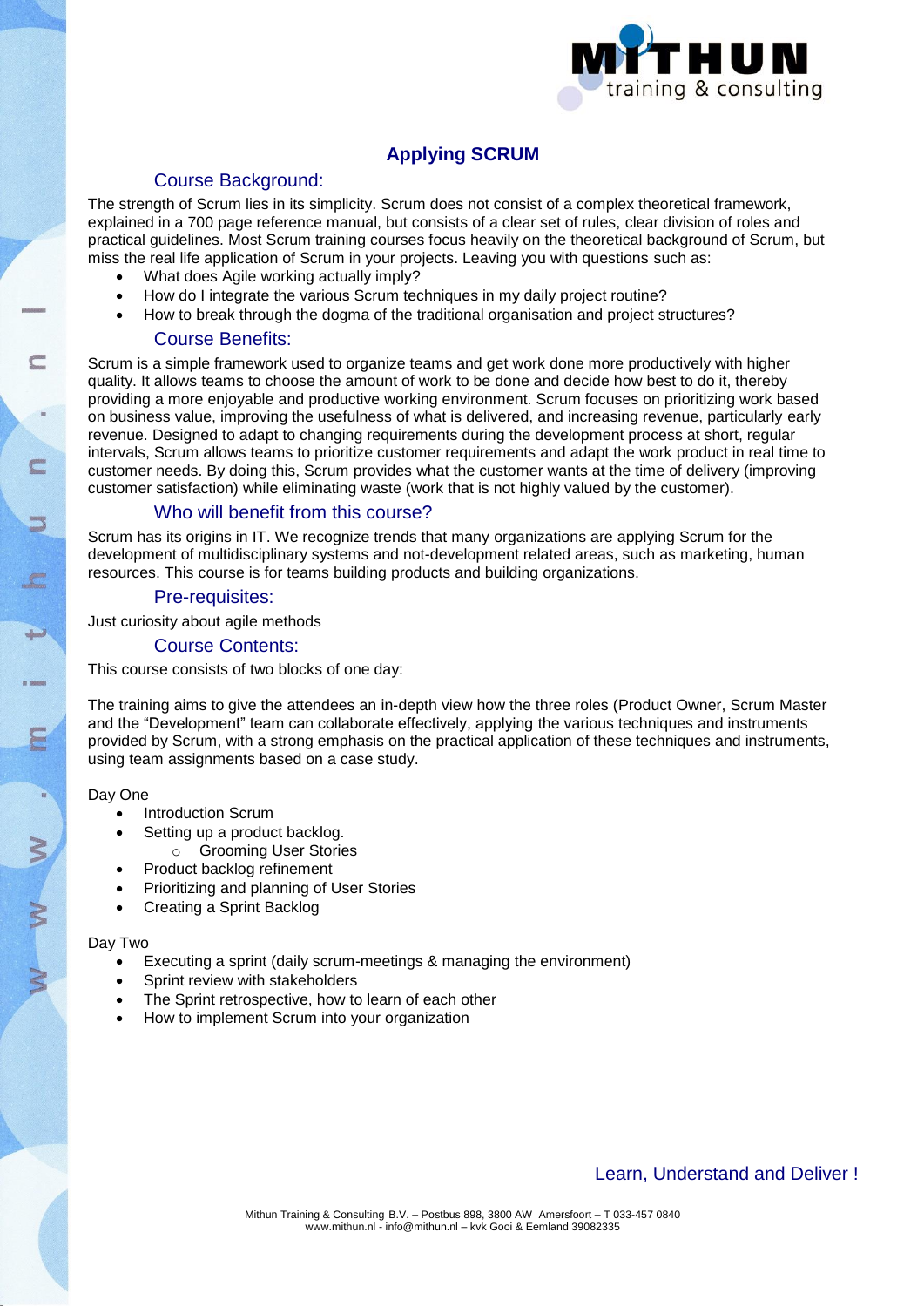# Applying SCRUM

## Course Background:

The strength of Scrum lies in its simplicity. Scrum does not consist of a complex theoretical framework, explained in a 700 page reference manual, but consists of a clear set of rules, clear division of roles and practical guidelines. Most Scrum training courses focus heavily on the theoretical background of Scrum, but miss the real life application of Scrum in your projects. Leaving you with questions such as:

- What does Agile working actually imply?
- How do I integrate the various Scrum techniques in my daily project routine?
- How to break through the dogma of the traditional organisation and project structures?

## Course Benefits:

Scrum is a simple framework used to organize teams and get work done more productively with higher quality. It allows teams to choose the amount of work to be done and decide how best to do it, thereby providing a more enjoyable and productive working environment. Scrum focuses on prioritizing work based on business value, improving the usefulness of what is delivered, and increasing revenue, particularly early revenue. Designed to adapt to changing requirements during the development process at short, regular intervals, Scrum allows teams to prioritize customer requirements and adapt the work product in real time to customer needs. By doing this, Scrum provides what the customer wants at the time of delivery (improving customer satisfaction) while eliminating waste (work that is not highly valued by the customer).

## Who will benefit from this course?

Scrum has its origins in IT. We recognize trends that many organizations are applying Scrum for the development of multidisciplinary systems and not-development related areas, such as marketing, human resources. This course is for teams building products and building organizations.

## Pre-requisites:

Just curiosity about agile methods

## Course Contents:

This course consists of two blocks of one day:

The training aims to give the attendees an in-depth view how the three roles (Product Owner, Scrum Master and the "Development" team can collaborate effectively, applying the various techniques and instruments provided by Scrum, with a strong emphasis on the practical application of these techniques and instruments, using team assignments based on a case study.

Day One

- Introduction Scrum
- Setting up a product backlog.
  - Grooming User Stories
- Product backlog refinement
- Prioritizing and planning of User Stories
- Creating a Sprint Backlog

Day Two

- Executing a sprint (daily scrum-meetings & managing the environment)
- Sprint review with stakeholders
- The Sprint retrospective, how to learn of each other
- How to implement Scrum into your organization

Learn, Understand and Deliver !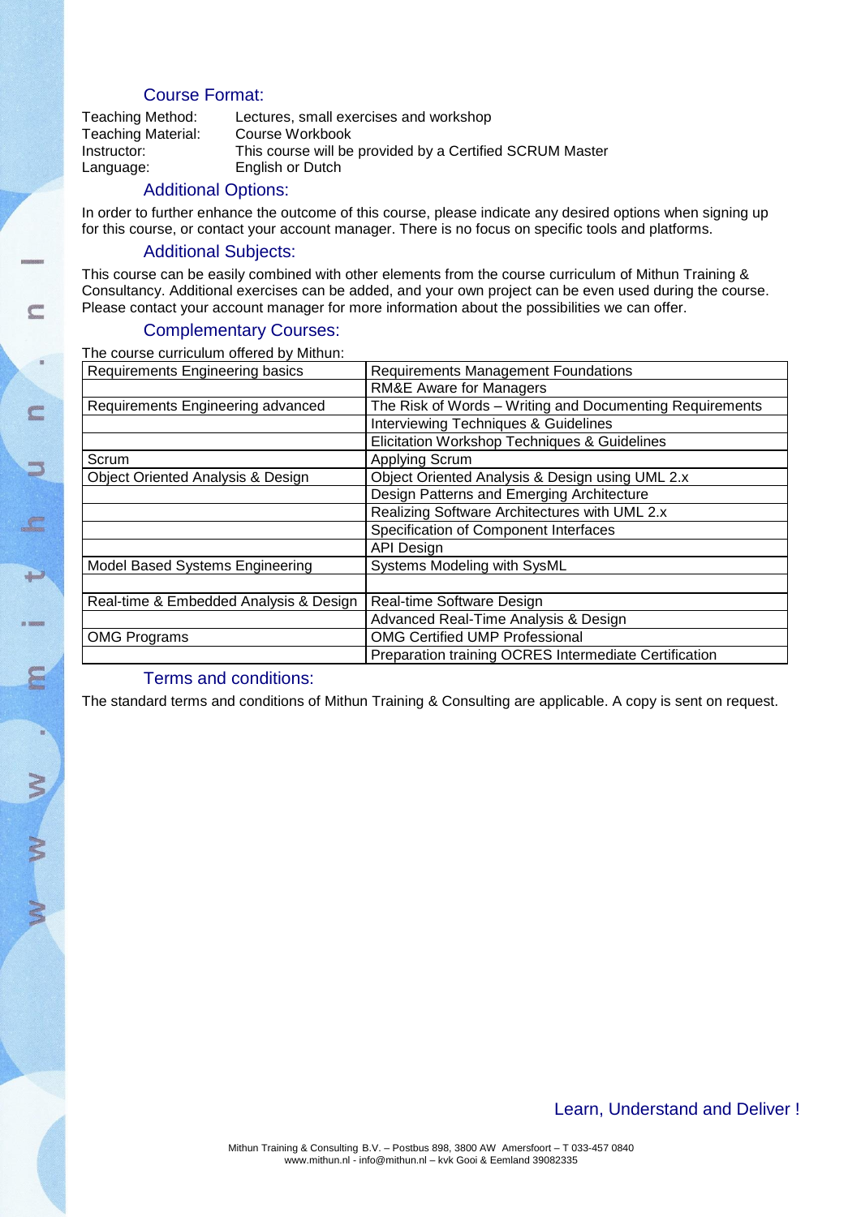## Course Format:

Teaching Method: Lectures, small exercises and workshop
Teaching Material: Course Workbook
Instructor: This course will be provided by a Certified SCRUM Master
Language: English or Dutch

## Additional Options:

In order to further enhance the outcome of this course, please indicate any desired options when signing up for this course, or contact your account manager. There is no focus on specific tools and platforms.

## Additional Subjects:

This course can be easily combined with other elements from the course curriculum of Mithun Training & Consultancy. Additional exercises can be added, and your own project can be even used during the course. Please contact your account manager for more information about the possibilities we can offer.

## Complementary Courses:

The course curriculum offered by Mithun:

| | |
|---|---|
| Requirements Engineering basics | Requirements Management Foundations |
| | RM&E Aware for Managers |
| Requirements Engineering advanced | The Risk of Words – Writing and Documenting Requirements |
| | Interviewing Techniques & Guidelines |
| | Elicitation Workshop Techniques & Guidelines |
| Scrum | Applying Scrum |
| Object Oriented Analysis & Design | Object Oriented Analysis & Design using UML 2.x |
| | Design Patterns and Emerging Architecture |
| | Realizing Software Architectures with UML 2.x |
| | Specification of Component Interfaces |
| | API Design |
| Model Based Systems Engineering | Systems Modeling with SysML |
| | |
| Real-time & Embedded Analysis & Design | Real-time Software Design |
| | Advanced Real-Time Analysis & Design |
| OMG Programs | OMG Certified UMP Professional |
| | Preparation training OCRES Intermediate Certification |

## Terms and conditions:

The standard terms and conditions of Mithun Training & Consulting are applicable. A copy is sent on request.

Learn, Understand and Deliver !

Mithun Training & Consulting B.V. – Postbus 898, 3800 AW Amersfoort – T 033-457 0840
www.mithun.nl - info@mithun.nl – kvk Gooi & Eemland 39082335